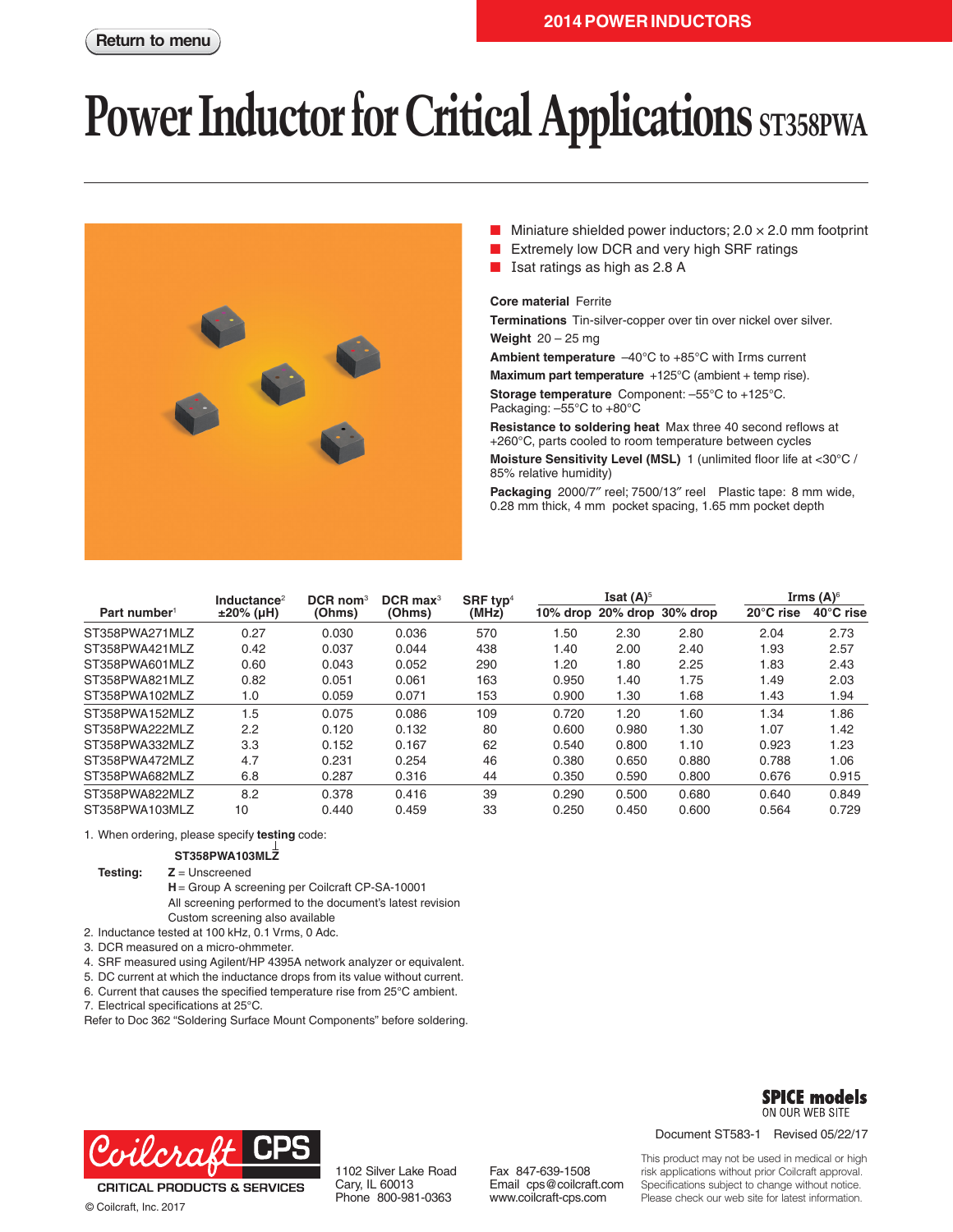Return to menu

# Power Inductor for Critical Applications ST358PWA

- Miniature shielded power inductors; 2.0 × 2.0 mm footprint
- Extremely low DCR and very high SRF ratings
- Isat ratings as high as 2.8 A

**Core material** Ferrite

**Terminations** Tin-silver-copper over tin over nickel over silver.

**Weight** 20 – 25 mg

**Ambient temperature** –40°C to +85°C with Irms current

**Maximum part temperature** +125°C (ambient + temp rise).

**Storage temperature** Component: –55°C to +125°C. Packaging: –55°C to +80°C

**Resistance to soldering heat** Max three 40 second reflows at +260°C, parts cooled to room temperature between cycles

**Moisture Sensitivity Level (MSL)** 1 (unlimited floor life at <30°C / 85% relative humidity)

**Packaging** 2000/7″ reel; 7500/13″ reel Plastic tape: 8 mm wide, 0.28 mm thick, 4 mm pocket spacing, 1.65 mm pocket depth

| Part number[1] | Inductance[2] ±20% (µH) | DCR nom[3] (Ohms) | DCR max[3] (Ohms) | SRF typ[4] (MHz) | Isat (A)[5] | | | Irms (A)[6] | |
|---|---|---|---|---|---|---|---|---|---|
| | | | | | 10% drop | 20% drop | 30% drop | 20°C rise | 40°C rise |
| ST358PWA271MLZ | 0.27 | 0.030 | 0.036 | 570 | 1.50 | 2.30 | 2.80 | 2.04 | 2.73 |
| ST358PWA421MLZ | 0.42 | 0.037 | 0.044 | 438 | 1.40 | 2.00 | 2.40 | 1.93 | 2.57 |
| ST358PWA601MLZ | 0.60 | 0.043 | 0.052 | 290 | 1.20 | 1.80 | 2.25 | 1.83 | 2.43 |
| ST358PWA821MLZ | 0.82 | 0.051 | 0.061 | 163 | 0.950 | 1.40 | 1.75 | 1.49 | 2.03 |
| ST358PWA102MLZ | 1.0 | 0.059 | 0.071 | 153 | 0.900 | 1.30 | 1.68 | 1.43 | 1.94 |
| ST358PWA152MLZ | 1.5 | 0.075 | 0.086 | 109 | 0.720 | 1.20 | 1.60 | 1.34 | 1.86 |
| ST358PWA222MLZ | 2.2 | 0.120 | 0.132 | 80 | 0.600 | 0.980 | 1.30 | 1.07 | 1.42 |
| ST358PWA332MLZ | 3.3 | 0.152 | 0.167 | 62 | 0.540 | 0.800 | 1.10 | 0.923 | 1.23 |
| ST358PWA472MLZ | 4.7 | 0.231 | 0.254 | 46 | 0.380 | 0.650 | 0.880 | 0.788 | 1.06 |
| ST358PWA682MLZ | 6.8 | 0.287 | 0.316 | 44 | 0.350 | 0.590 | 0.800 | 0.676 | 0.915 |
| ST358PWA822MLZ | 8.2 | 0.378 | 0.416 | 39 | 0.290 | 0.500 | 0.680 | 0.640 | 0.849 |
| ST358PWA103MLZ | 10 | 0.440 | 0.459 | 33 | 0.250 | 0.450 | 0.600 | 0.564 | 0.729 |

1. When ordering, please specify **testing** code:

   **ST358PWA103MLZ**

   **Testing:** **Z** = Unscreened
   **H** = Group A screening per Coilcraft CP-SA-10001
   All screening performed to the document's latest revision
   Custom screening also available
2. Inductance tested at 100 kHz, 0.1 Vrms, 0 Adc.
3. DCR measured on a micro-ohmmeter.
4. SRF measured using Agilent/HP 4395A network analyzer or equivalent.
5. DC current at which the inductance drops from its value without current.
6. Current that causes the specified temperature rise from 25°C ambient.
7. Electrical specifications at 25°C.

Refer to Doc 362 "Soldering Surface Mount Components" before soldering.

**SPICE models** ON OUR WEB SITE

Document ST583-1 Revised 05/22/17

Coilcraft CPS — CRITICAL PRODUCTS & SERVICES

1102 Silver Lake Road
Cary, IL 60013
Phone 800-981-0363

Fax 847-639-1508
Email cps@coilcraft.com
www.coilcraft-cps.com

This product may not be used in medical or high risk applications without prior Coilcraft approval. Specifications subject to change without notice. Please check our web site for latest information.

© Coilcraft, Inc. 2017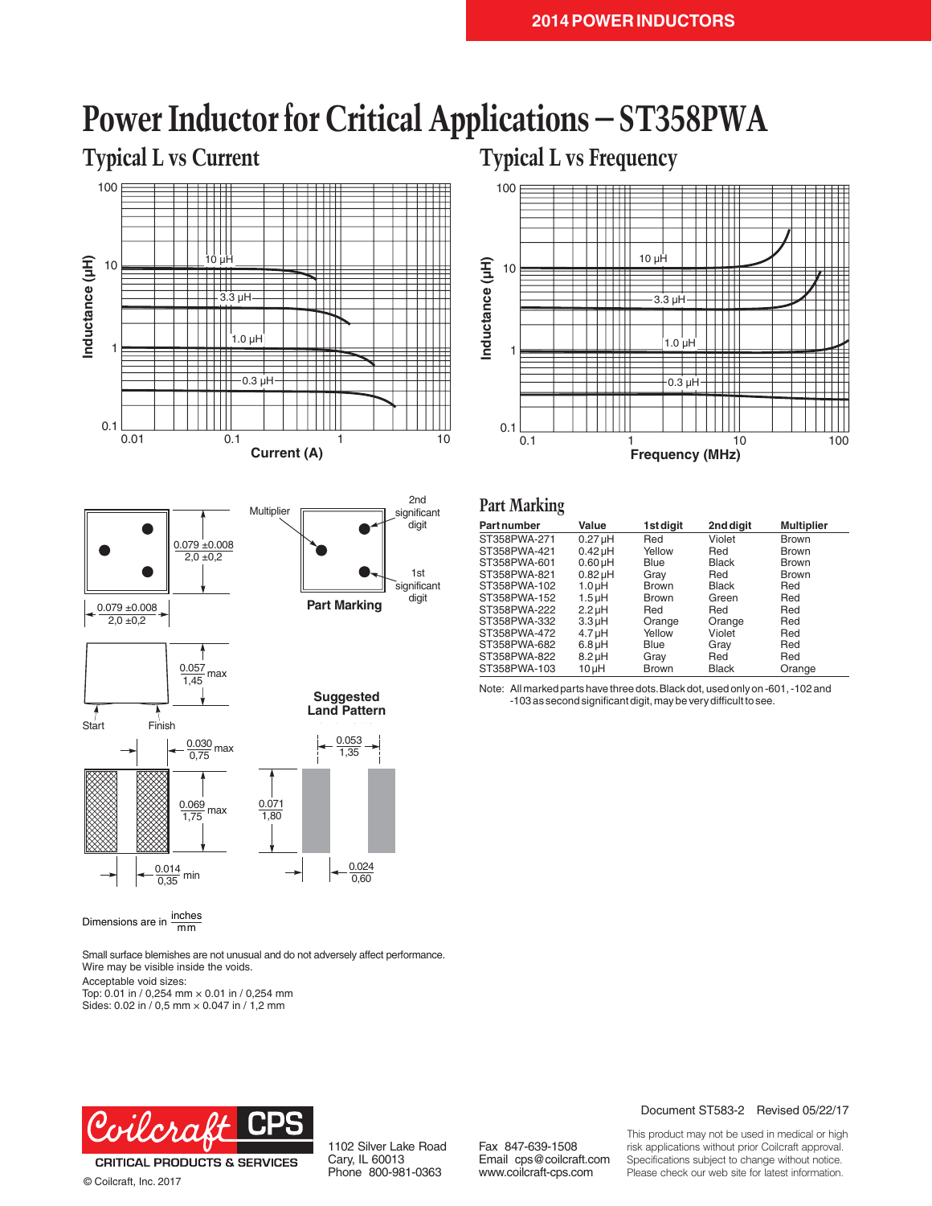# Power Inductor for Critical Applications – ST358PWA

## Typical L vs Current

Inductance (µH)

100
10
1
0.1

10 µH
3.3 µH
1.0 µH
0.3 µH

0.01 0.1 1 10

Current (A)

## Typical L vs Frequency

Inductance (µH)

100
10
1
0.1

10 µH
3.3 µH
1.0 µH
0.3 µH

0.1 1 10 100

Frequency (MHz)

0.079 ±0.008
2,0 ±0,2

0.079 ±0.008
2,0 ±0,2

Multiplier

2nd significant digit

1st significant digit

**Part Marking**

0.057 max
1,45

Start Finish

**Suggested Land Pattern**

0.030 max
0,75

0.069 max
1,75

0.014 min
0,35

0.053
1,35

0.071
1,80

0.024
0,60

Dimensions are in inches / mm

Small surface blemishes are not unusual and do not adversely affect performance.
Wire may be visible inside the voids.
Acceptable void sizes:
Top: 0.01 in / 0,254 mm × 0.01 in / 0,254 mm
Sides: 0.02 in / 0,5 mm × 0.047 in / 1,2 mm

## Part Marking

| Part number | Value | 1st digit | 2nd digit | Multiplier |
|---|---|---|---|---|
| ST358PWA-271 | 0.27 µH | Red | Violet | Brown |
| ST358PWA-421 | 0.42 µH | Yellow | Red | Brown |
| ST358PWA-601 | 0.60 µH | Blue | Black | Brown |
| ST358PWA-821 | 0.82 µH | Gray | Red | Brown |
| ST358PWA-102 | 1.0 µH | Brown | Black | Red |
| ST358PWA-152 | 1.5 µH | Brown | Green | Red |
| ST358PWA-222 | 2.2 µH | Red | Red | Red |
| ST358PWA-332 | 3.3 µH | Orange | Orange | Red |
| ST358PWA-472 | 4.7 µH | Yellow | Violet | Red |
| ST358PWA-682 | 6.8 µH | Blue | Gray | Red |
| ST358PWA-822 | 8.2 µH | Gray | Red | Red |
| ST358PWA-103 | 10 µH | Brown | Black | Orange |

Note: All marked parts have three dots. Black dot, used only on -601, -102 and -103 as second significant digit, may be very difficult to see.

Document ST583-2 Revised 05/22/17

Coilcraft CPS
CRITICAL PRODUCTS & SERVICES

© Coilcraft, Inc. 2017

1102 Silver Lake Road
Cary, IL 60013
Phone 800-981-0363

Fax 847-639-1508
Email cps@coilcraft.com
www.coilcraft-cps.com

This product may not be used in medical or high risk applications without prior Coilcraft approval.
Specifications subject to change without notice.
Please check our web site for latest information.